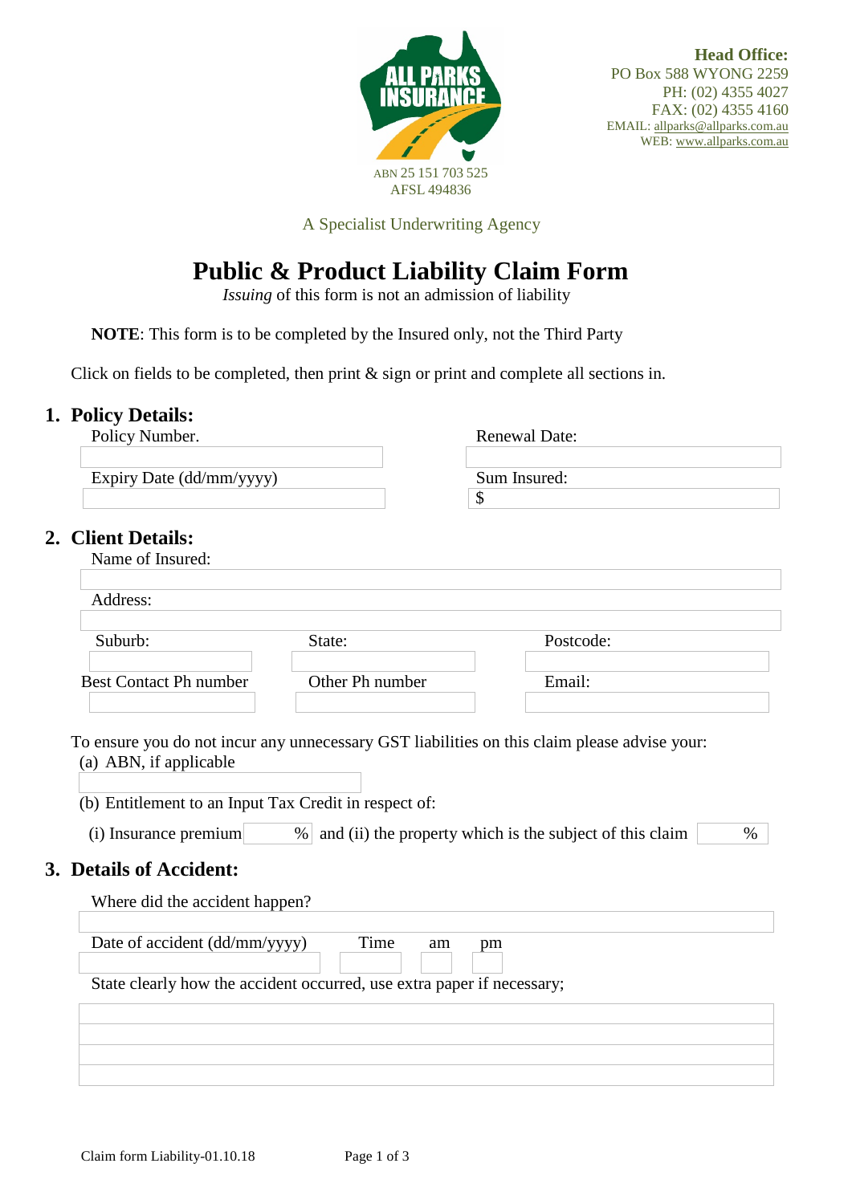ALL PARKS INSURANCE

ABN 25 151 703 525
AFSL 494836

**Head Office:**
PO Box 588 WYONG 2259
PH: (02) 4355 4027
FAX: (02) 4355 4160
EMAIL: allparks@allparks.com.au
WEB: www.allparks.com.au

A Specialist Underwriting Agency

# Public & Product Liability Claim Form

*Issuing* of this form is not an admission of liability

**NOTE**: This form is to be completed by the Insured only, not the Third Party

Click on fields to be completed, then print & sign or print and complete all sections in.

## 1. Policy Details:

Policy Number.

Renewal Date:

Expiry Date (dd/mm/yyyy)

Sum Insured:
$

## 2. Client Details:

Name of Insured:

Address:

Suburb:

State:

Postcode:

Best Contact Ph number

Other Ph number

Email:

To ensure you do not incur any unnecessary GST liabilities on this claim please advise your:

(a) ABN, if applicable

(b) Entitlement to an Input Tax Credit in respect of:

(i) Insurance premium % and (ii) the property which is the subject of this claim %

## 3. Details of Accident:

Where did the accident happen?

Date of accident (dd/mm/yyyy) Time am pm

State clearly how the accident occurred, use extra paper if necessary;

Claim form Liability-01.10.18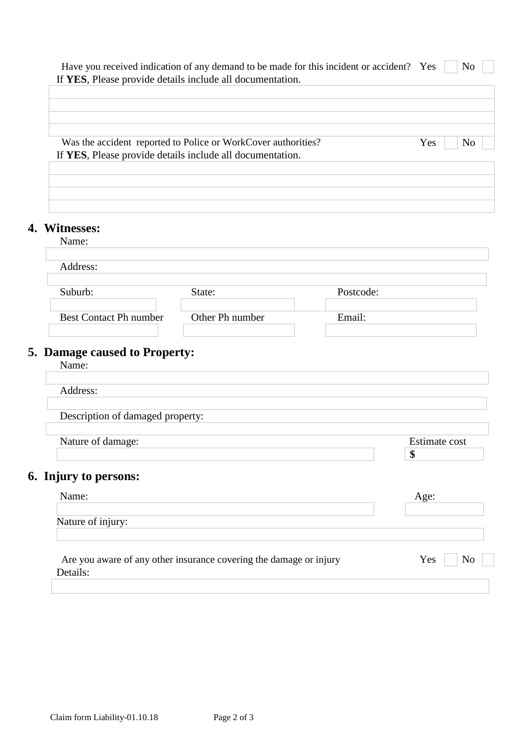Have you received indication of any demand to be made for this incident or accident? Yes ☐ No ☐

If **YES**, Please provide details include all documentation.

Was the accident reported to Police or WorkCover authorities? Yes ☐ No ☐

If **YES**, Please provide details include all documentation.

## 4. Witnesses:

Name:

Address:

| Suburb: | State: | Postcode: |
|---|---|---|
| | | |

| Best Contact Ph number | Other Ph number | Email: |
|---|---|---|
| | | |

## 5. Damage caused to Property:

Name:

Address:

Description of damaged property:

| Nature of damage: | Estimate cost |
|---|---|
| | $ |

## 6. Injury to persons:

| Name: | Age: |
|---|---|
| | |

Nature of injury:

Are you aware of any other insurance covering the damage or injury Yes ☐ No ☐

Details: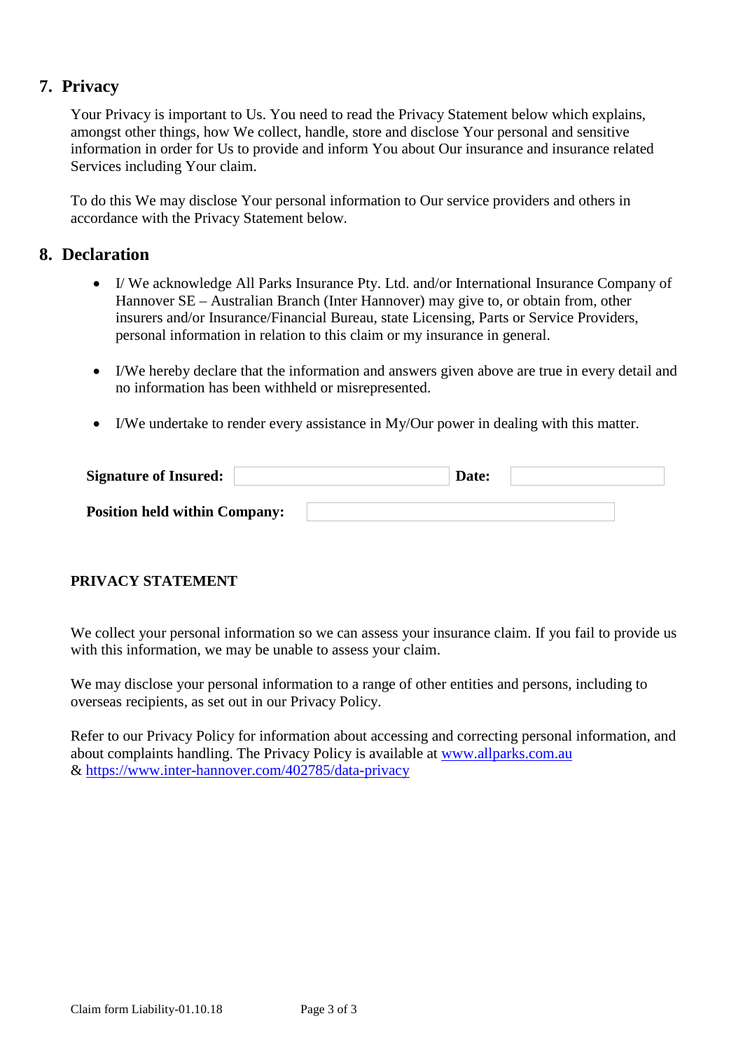## 7. Privacy

Your Privacy is important to Us. You need to read the Privacy Statement below which explains, amongst other things, how We collect, handle, store and disclose Your personal and sensitive information in order for Us to provide and inform You about Our insurance and insurance related Services including Your claim.

To do this We may disclose Your personal information to Our service providers and others in accordance with the Privacy Statement below.

## 8. Declaration

- I/ We acknowledge All Parks Insurance Pty. Ltd. and/or International Insurance Company of Hannover SE – Australian Branch (Inter Hannover) may give to, or obtain from, other insurers and/or Insurance/Financial Bureau, state Licensing, Parts or Service Providers, personal information in relation to this claim or my insurance in general.
- I/We hereby declare that the information and answers given above are true in every detail and no information has been withheld or misrepresented.
- I/We undertake to render every assistance in My/Our power in dealing with this matter.

**Signature of Insured:** ______________________ **Date:** ______________

**Position held within Company:** ______________________

**PRIVACY STATEMENT**

We collect your personal information so we can assess your insurance claim. If you fail to provide us with this information, we may be unable to assess your claim.

We may disclose your personal information to a range of other entities and persons, including to overseas recipients, as set out in our Privacy Policy.

Refer to our Privacy Policy for information about accessing and correcting personal information, and about complaints handling. The Privacy Policy is available at www.allparks.com.au & https://www.inter-hannover.com/402785/data-privacy

Claim form Liability-01.10.18